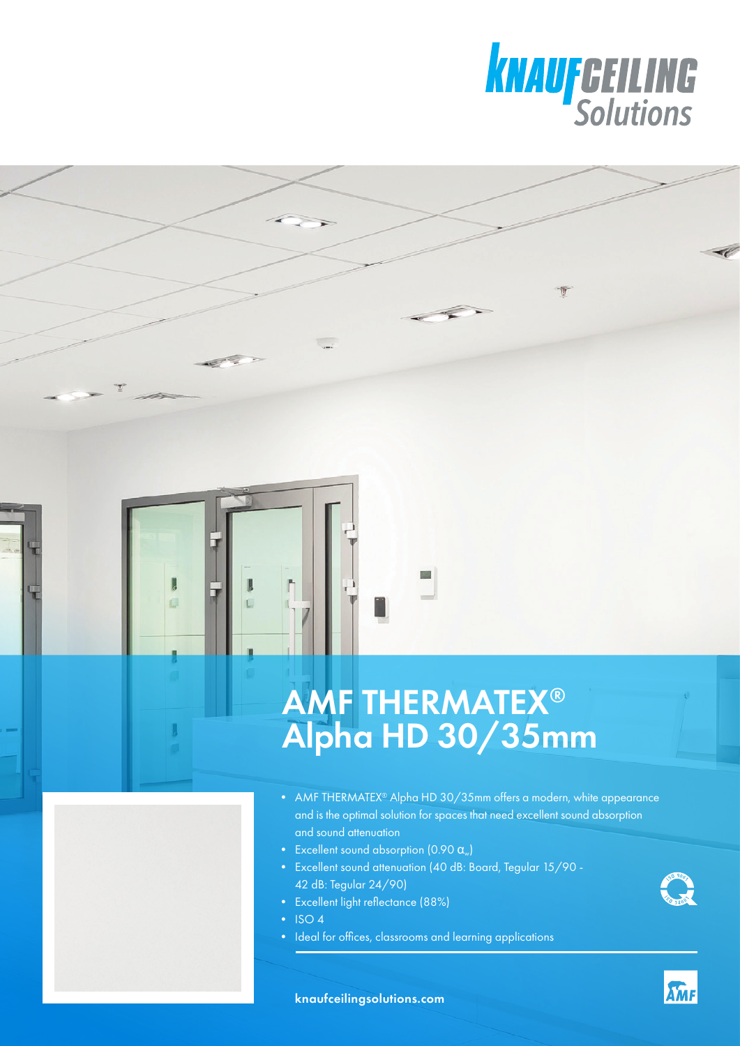# AMF THERMATEX® Alpha HD 30/35mm

- AMF THERMATEX® Alpha HD 30/35mm offers a modern, white appearance and is the optimal solution for spaces that need excellent sound absorption and sound attenuation
- Excellent sound absorption (0.90 $\alpha_w$)
- Excellent sound attenuation (40 dB: Board, Tegular 15/90 - 42 dB: Tegular 24/90)
- Excellent light reflectance (88%)
- ISO 4
- Ideal for offices, classrooms and learning applications

knaufceilingsolutions.com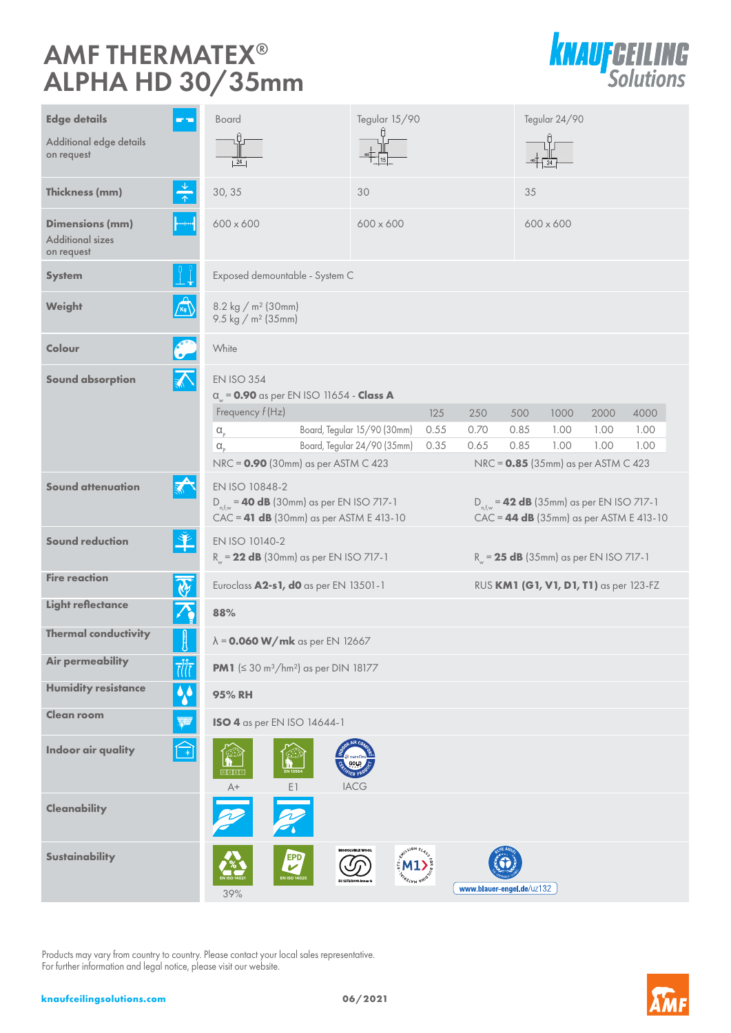# AMF THERMATEX®
# ALPHA HD 30/35mm

KNAUF CEILING Solutions

| | | | |
|---|---|---|---|
| **Edge details**<br>Additional edge details on request | Board | Tegular 15/90 | Tegular 24/90 |
| **Thickness (mm)** | 30, 35 | 30 | 35 |
| **Dimensions (mm)**<br>Additional sizes on request | 600 x 600 | 600 x 600 | 600 x 600 |
| **System** | Exposed demountable - System C | | |
| **Weight** | 8.2 kg / m² (30mm)<br>9.5 kg / m² (35mm) | | |
| **Colour** | White | | |

**Sound absorption**

EN ISO 354

$\alpha_w$ = **0.90** as per EN ISO 11654 - **Class A**

| Frequency *f* (Hz) | | 125 | 250 | 500 | 1000 | 2000 | 4000 |
|---|---|---|---|---|---|---|---|
| $\alpha_p$ | Board, Tegular 15/90 (30mm) | 0.55 | 0.70 | 0.85 | 1.00 | 1.00 | 1.00 |
| $\alpha_p$ | Board, Tegular 24/90 (35mm) | 0.35 | 0.65 | 0.85 | 1.00 | 1.00 | 1.00 |

NRC = **0.90** (30mm) as per ASTM C 423 — NRC = **0.85** (35mm) as per ASTM C 423

**Sound attenuation**

EN ISO 10848-2

$D_{n,f,w}$ = **40 dB** (30mm) as per EN ISO 717-1 — $D_{n,f,w}$ = **42 dB** (35mm) as per EN ISO 717-1

CAC = **41 dB** (30mm) as per ASTM E 413-10 — CAC = **44 dB** (35mm) as per ASTM E 413-10

**Sound reduction**

EN ISO 10140-2

$R_w$ = **22 dB** (30mm) as per EN ISO 717-1 — $R_w$ = **25 dB** (35mm) as per EN ISO 717-1

**Fire reaction**

Euroclass **A2-s1, d0** as per EN 13501-1 — RUS **KM1 (G1, V1, D1, T1)** as per 123-FZ

**Light reflectance**

**88%**

**Thermal conductivity**

λ = **0.060 W/mk** as per EN 12667

**Air permeability**

**PM1** (≤ 30 m³/hm²) as per DIN 18177

**Humidity resistance**

**95% RH**

**Clean room**

**ISO 4** as per EN ISO 14644-1

**Indoor air quality**

A+ — E1 — IACG

**Cleanability**

**Sustainability**

39% — EN ISO 14021 — EN ISO 14025 — Biosoluble wool — M1 — www.blauer-engel.de/uz132

Products may vary from country to country. Please contact your local sales representative.
For further information and legal notice, please visit our website.

knaufceilingsolutions.com — 06/2021